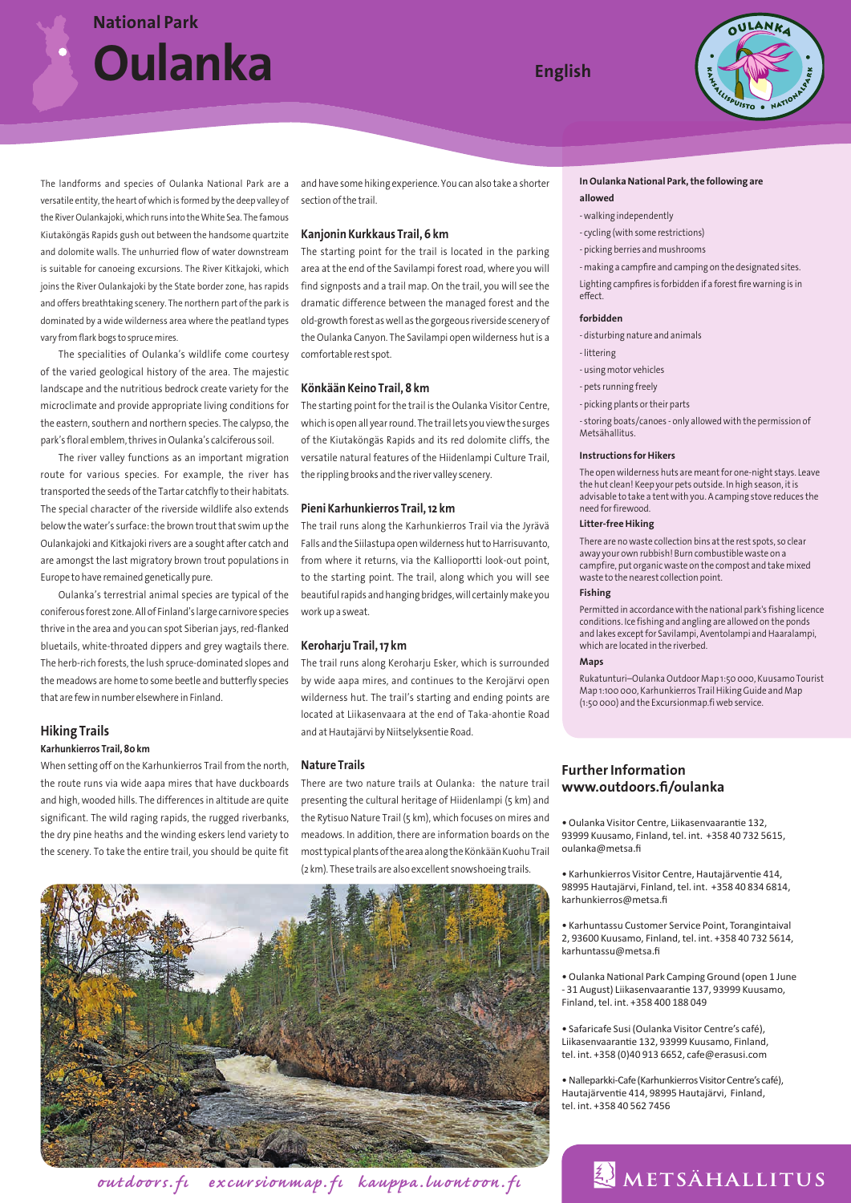# National Park Oulanka

English

The landforms and species of Oulanka National Park are a versatile entity, the heart of which is formed by the deep valley of the River Oulankajoki, which runs into the White Sea. The famous Kiutaköngäs Rapids gush out between the handsome quartzite and dolomite walls. The unhurried flow of water downstream is suitable for canoeing excursions. The River Kitkajoki, which joins the River Oulankajoki by the State border zone, has rapids and offers breathtaking scenery. The northern part of the park is dominated by a wide wilderness area where the peatland types vary from flark bogs to spruce mires.

The specialities of Oulanka's wildlife come courtesy of the varied geological history of the area. The majestic landscape and the nutritious bedrock create variety for the microclimate and provide appropriate living conditions for the eastern, southern and northern species. The calypso, the park's floral emblem, thrives in Oulanka's calciferous soil.

The river valley functions as an important migration route for various species. For example, the river has transported the seeds of the Tartar catchfly to their habitats. The special character of the riverside wildlife also extends below the water's surface: the brown trout that swim up the Oulankajoki and Kitkajoki rivers are a sought after catch and are amongst the last migratory brown trout populations in Europe to have remained genetically pure.

Oulanka's terrestrial animal species are typical of the coniferous forest zone. All of Finland's large carnivore species thrive in the area and you can spot Siberian jays, red-flanked bluetails, white-throated dippers and grey wagtails there. The herb-rich forests, the lush spruce-dominated slopes and the meadows are home to some beetle and butterfly species that are few in number elsewhere in Finland.

## Hiking Trails

### Karhunkierros Trail, 80 km

When setting off on the Karhunkierros Trail from the north, the route runs via wide aapa mires that have duckboards and high, wooded hills. The differences in altitude are quite significant. The wild raging rapids, the rugged riverbanks, the dry pine heaths and the winding eskers lend variety to the scenery. To take the entire trail, you should be quite fit and have some hiking experience. You can also take a shorter section of the trail.

### Kanjonin Kurkkaus Trail, 6 km

The starting point for the trail is located in the parking area at the end of the Savilampi forest road, where you will find signposts and a trail map. On the trail, you will see the dramatic difference between the managed forest and the old-growth forest as well as the gorgeous riverside scenery of the Oulanka Canyon. The Savilampi open wilderness hut is a comfortable rest spot.

### Könkään Keino Trail, 8 km

The starting point for the trail is the Oulanka Visitor Centre, which is open all year round. The trail lets you view the surges of the Kiutaköngäs Rapids and its red dolomite cliffs, the versatile natural features of the Hiidenlampi Culture Trail, the rippling brooks and the river valley scenery.

### Pieni Karhunkierros Trail, 12 km

The trail runs along the Karhunkierros Trail via the Jyrävä Falls and the Siilastupa open wilderness hut to Harrisuvanto, from where it returns, via the Kallioportti look-out point, to the starting point. The trail, along which you will see beautiful rapids and hanging bridges, will certainly make you work up a sweat.

### Keroharju Trail, 17 km

The trail runs along Keroharju Esker, which is surrounded by wide aapa mires, and continues to the Kerojärvi open wilderness hut. The trail's starting and ending points are located at Liikasenvaara at the end of Taka-ahontie Road and at Hautajärvi by Niitselyksentie Road.

### Nature Trails

There are two nature trails at Oulanka: the nature trail presenting the cultural heritage of Hiidenlampi (5 km) and the Rytisuo Nature Trail (5 km), which focuses on mires and meadows. In addition, there are information boards on the most typical plants of the area along the Könkään Kuohu Trail (2 km). These trails are also excellent snowshoeing trails.

**In Oulanka National Park, the following are allowed**

- walking independently
- cycling (with some restrictions)
- picking berries and mushrooms
- making a campfire and camping on the designated sites.

Lighting campfires is forbidden if a forest fire warning is in effect.

**forbidden**

- disturbing nature and animals
- littering
- using motor vehicles
- pets running freely
- picking plants or their parts
- storing boats/canoes - only allowed with the permission of Metsähallitus.

**Instructions for Hikers**

The open wilderness huts are meant for one-night stays. Leave the hut clean! Keep your pets outside. In high season, it is advisable to take a tent with you. A camping stove reduces the need for firewood.

**Litter-free Hiking**

There are no waste collection bins at the rest spots, so clear away your own rubbish! Burn combustible waste on a campfire, put organic waste on the compost and take mixed waste to the nearest collection point.

**Fishing**

Permitted in accordance with the national park's fishing licence conditions. Ice fishing and angling are allowed on the ponds and lakes except for Savilampi, Aventolampi and Haaralampi, which are located in the riverbed.

**Maps**

Rukatunturi–Oulanka Outdoor Map 1:50 000, Kuusamo Tourist Map 1:100 000, Karhunkierros Trail Hiking Guide and Map (1:50 000) and the Excursionmap.fi web service.

## Further Information www.outdoors.fi/oulanka

- Oulanka Visitor Centre, Liikasenvaarantie 132, 93999 Kuusamo, Finland, tel. int. +358 40 732 5615, oulanka@metsa.fi
- Karhunkierros Visitor Centre, Hautajärventie 414, 98995 Hautajärvi, Finland, tel. int. +358 40 834 6814, karhunkierros@metsa.fi
- Karhuntassu Customer Service Point, Torangintaival 2, 93600 Kuusamo, Finland, tel. int. +358 40 732 5614, karhuntassu@metsa.fi
- Oulanka National Park Camping Ground (open 1 June - 31 August) Liikasenvaarantie 137, 93999 Kuusamo, Finland, tel. int. +358 400 188 049
- Safaricafe Susi (Oulanka Visitor Centre's café), Liikasenvaarantie 132, 93999 Kuusamo, Finland, tel. int. +358 (0)40 913 6652, cafe@erasusi.com
- Nalleparkki-Cafe (Karhunkierros Visitor Centre's café), Hautajärventie 414, 98995 Hautajärvi, Finland, tel. int. +358 40 562 7456

outdoors.fi excursionmap.fi kauppa.luontoon.fi

METSÄHALLITUS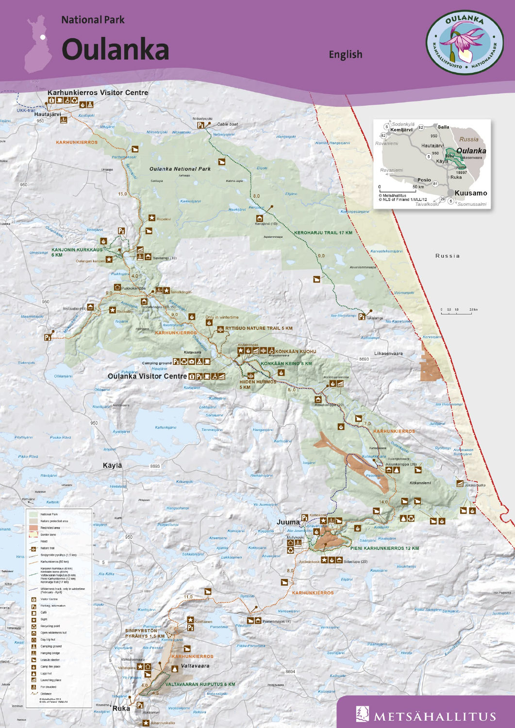# National Park

# Oulanka

English

OULANKA KANSALLISPUISTO · NATIONALPARK

Karhunkierros Visitor Centre

Oulanka Visitor Centre

KARHUNKIERROS

KANJONIN KURKKAUS 6 KM

KEROHARJU TRAIL 17 KM

RYTISUO NATURE TRAIL 5 KM

KÖNKÄÄN KUOHU

KÖNKÄÄN KEINO 8 KM

HIIDEN HURMOS 5 KM

PIENI KARHUNKIERROS 12 KM

SINIPYRSTÖN PYRÄHDYS 1,5 KM

VALTAVAARAN HUIPUTUS 6 KM

Oulanka National Park

Russia

Hautajärvi · Käylä · Juuma · Ruka · Kuusamo · Valtavaara · Liikasenvaara

Savilampi (10) · Ristikallio (10) · Taivalköngäs (10–15) · Ansakämppä (20) · Jussinkämppä (20) · Siilastupa (20) · Porontimajoki (4) · Kerojärvi (10)

Camping ground · Cable boat · Only in wintertime

Legend:

- National Park
- Nature protected area
- Restricted area
- Border zone
- Road
- Nature trail
- Sinipyrstön pyrähdys (1,5 km)
- Karhunkierros (80 km)
- Kanjonin kurkkaus (6 km), Könkään keino (8 km), Valtavaaran huiputus (6 km), Pieni Karhunkierros (12 km), Keroharju trail (17 km)
- Wilderness track, only in wintertime (February - April)
- Visitor Centre
- Parking, information
- Café
- Sight
- Recycling point
- Open wilderness hut
- Day-trip hut
- Camping ground
- Hanging bridge
- Lean-to shelter
- Camp fire place
- Lapp hut
- Launching place
- For disabled
- Distance

© Metsähallitus 2014
© NLS of Finland 1/MML/14

© Metsähallitus
© NLS of Finland 1/MLL/12

METSÄHALLITUS